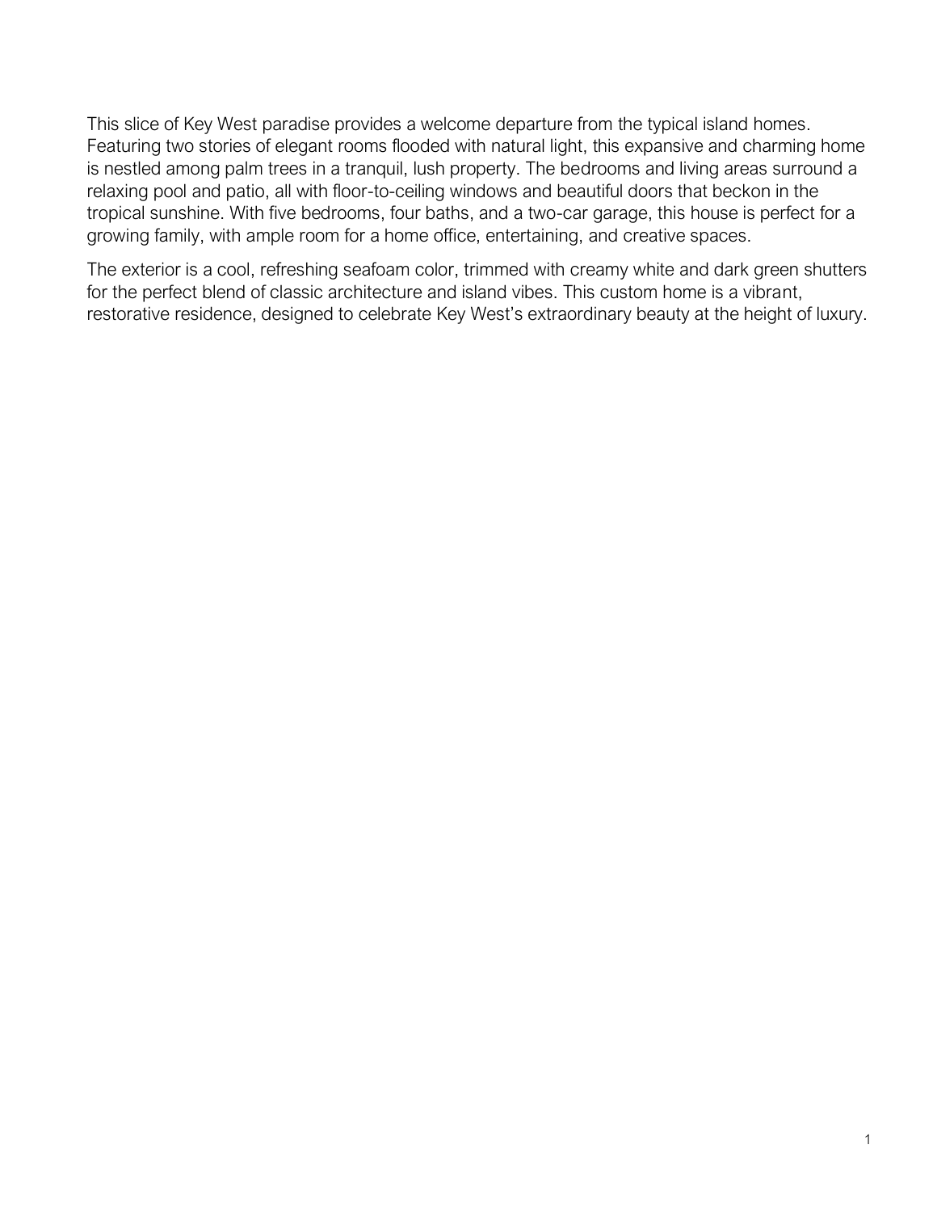This slice of Key West paradise provides a welcome departure from the typical island homes. Featuring two stories of elegant rooms flooded with natural light, this expansive and charming home is nestled among palm trees in a tranquil, lush property. The bedrooms and living areas surround a relaxing pool and patio, all with floor-to-ceiling windows and beautiful doors that beckon in the tropical sunshine. With five bedrooms, four baths, and a two-car garage, this house is perfect for a growing family, with ample room for a home office, entertaining, and creative spaces.

The exterior is a cool, refreshing seafoam color, trimmed with creamy white and dark green shutters for the perfect blend of classic architecture and island vibes. This custom home is a vibrant, restorative residence, designed to celebrate Key West's extraordinary beauty at the height of luxury.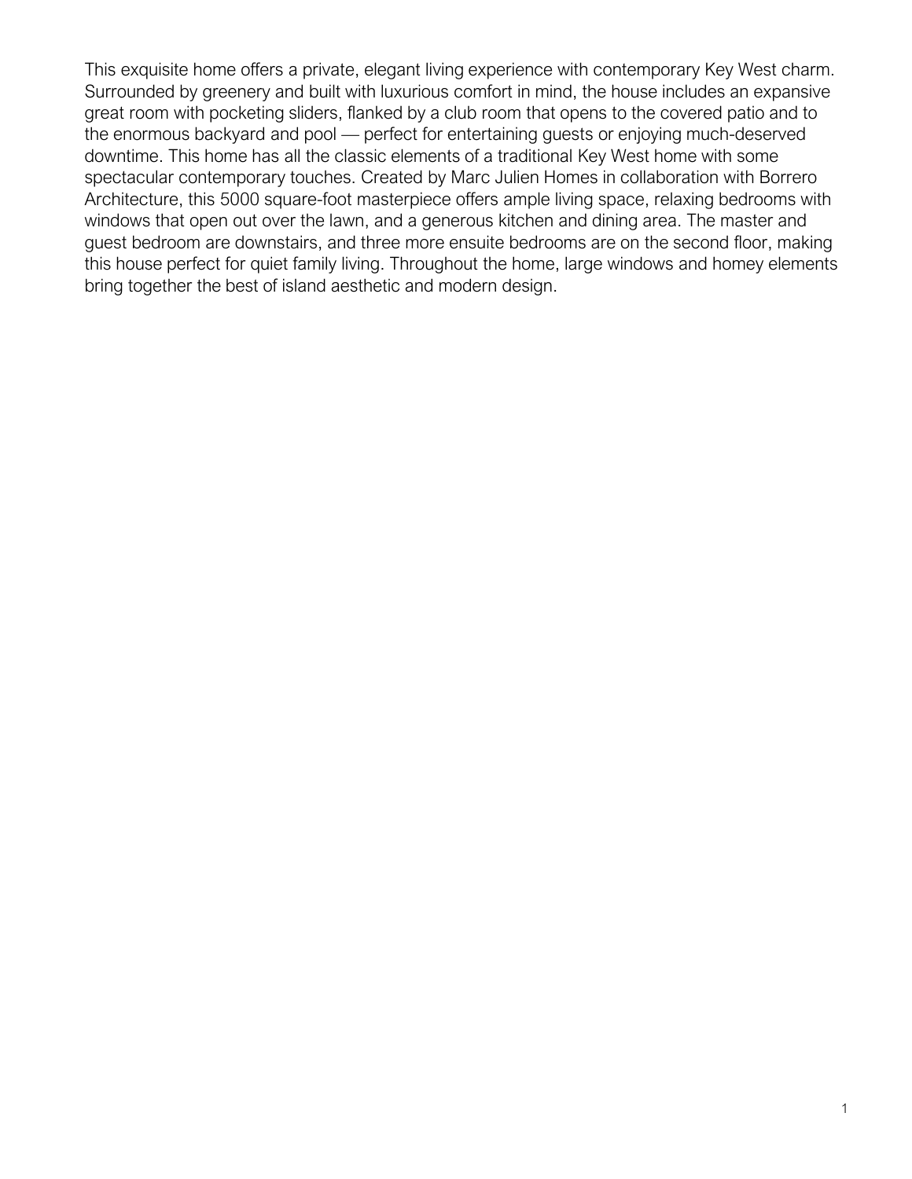This exquisite home offers a private, elegant living experience with contemporary Key West charm. Surrounded by greenery and built with luxurious comfort in mind, the house includes an expansive great room with pocketing sliders, flanked by a club room that opens to the covered patio and to the enormous backyard and pool — perfect for entertaining guests or enjoying much-deserved downtime. This home has all the classic elements of a traditional Key West home with some spectacular contemporary touches. Created by Marc Julien Homes in collaboration with Borrero Architecture, this 5000 square-foot masterpiece offers ample living space, relaxing bedrooms with windows that open out over the lawn, and a generous kitchen and dining area. The master and guest bedroom are downstairs, and three more ensuite bedrooms are on the second floor, making this house perfect for quiet family living. Throughout the home, large windows and homey elements bring together the best of island aesthetic and modern design.